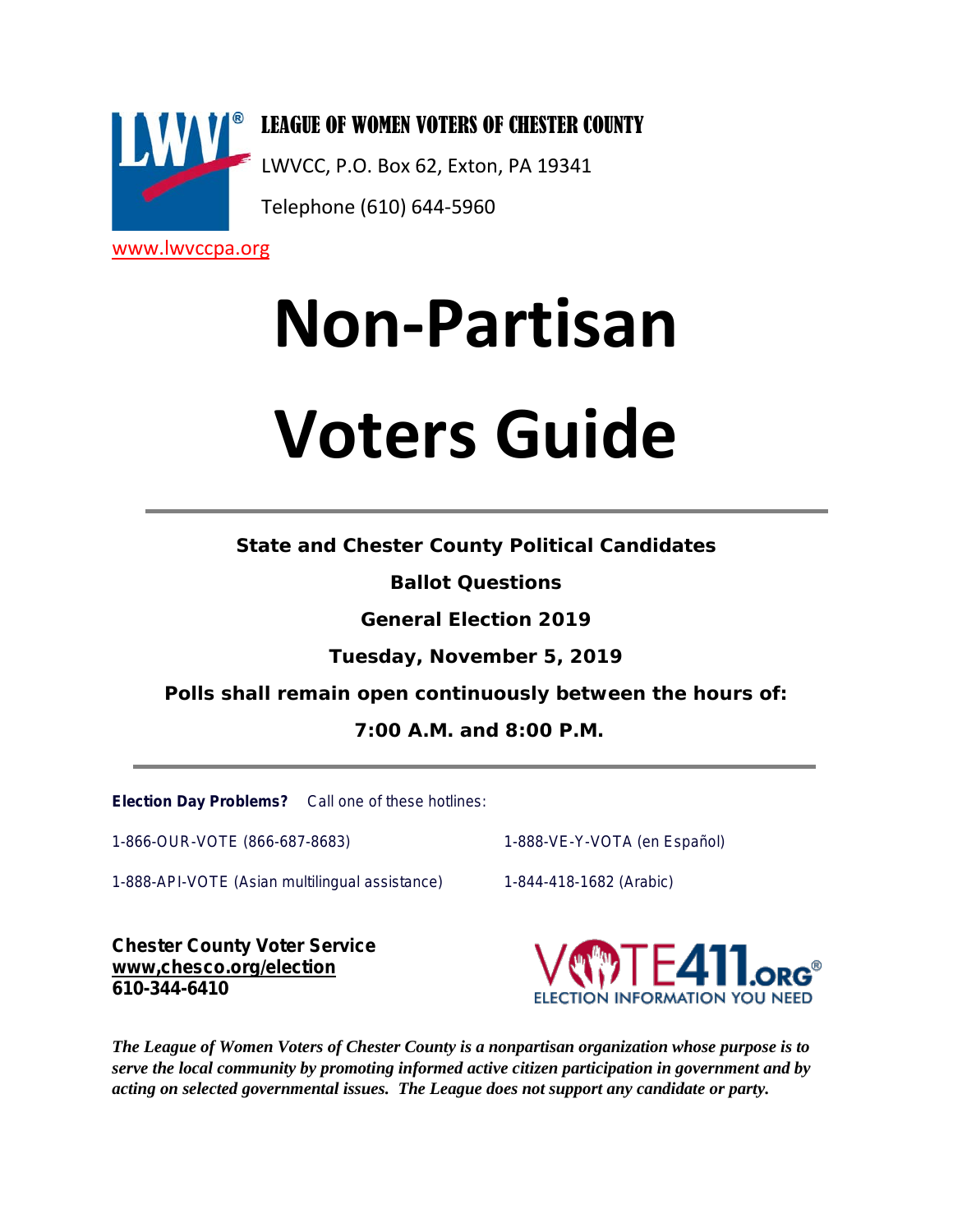**LEAGUE OF WOMEN VOTERS OF CHESTER COUNTY**

LWVCC, P.O. Box 62, Exton, PA 19341

Telephone (610) 644-5960

www.lwvccpa.org

# Non-Partisan Voters Guide

---

**State and Chester County Political Candidates**

**Ballot Questions**

**General Election 2019**

**Tuesday, November 5, 2019**

**Polls shall remain open continuously between the hours of:**

**7:00 A.M. and 8:00 P.M.**

---

**Election Day Problems?** Call one of these hotlines:

1-866-OUR-VOTE (866-687-8683)

1-888-VE-Y-VOTA (en Español)

1-888-API-VOTE (Asian multilingual assistance)

1-844-418-1682 (Arabic)

**Chester County Voter Service**
**www,chesco.org/election**
**610-344-6410**

VOTE411.ORG ELECTION INFORMATION YOU NEED

***The League of Women Voters of Chester County is a nonpartisan organization whose purpose is to serve the local community by promoting informed active citizen participation in government and by acting on selected governmental issues. The League does not support any candidate or party.***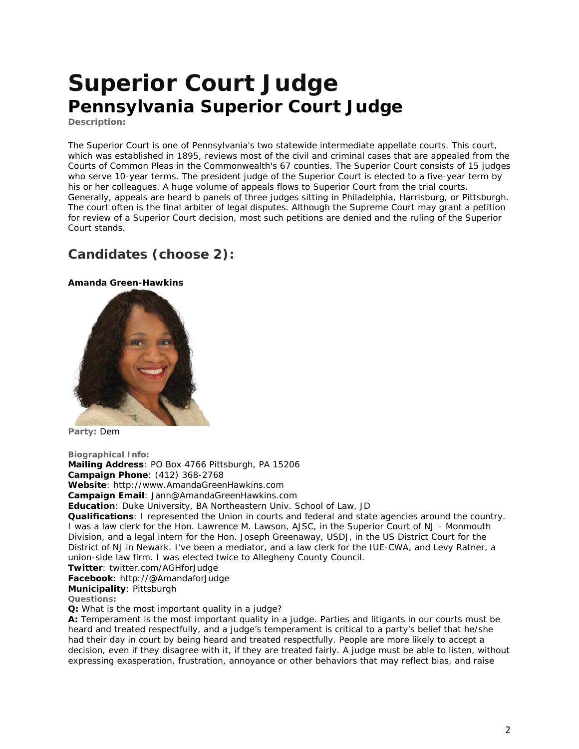# Superior Court Judge

## Pennsylvania Superior Court Judge

**Description:**

The Superior Court is one of Pennsylvania's two statewide intermediate appellate courts. This court, which was established in 1895, reviews most of the civil and criminal cases that are appealed from the Courts of Common Pleas in the Commonwealth's 67 counties. The Superior Court consists of 15 judges who serve 10-year terms. The president judge of the Superior Court is elected to a five-year term by his or her colleagues. A huge volume of appeals flows to Superior Court from the trial courts. Generally, appeals are heard b panels of three judges sitting in Philadelphia, Harrisburg, or Pittsburgh. The court often is the final arbiter of legal disputes. Although the Supreme Court may grant a petition for review of a Superior Court decision, most such petitions are denied and the ruling of the Superior Court stands.

### Candidates (choose 2):

**Amanda Green-Hawkins**

**Party:** Dem

**Biographical Info:**

**Mailing Address**: PO Box 4766 Pittsburgh, PA 15206
**Campaign Phone**: (412) 368-2768
**Website**: http://www.AmandaGreenHawkins.com
**Campaign Email**: Jann@AmandaGreenHawkins.com
**Education**: Duke University, BA Northeastern Univ. School of Law, JD
**Qualifications**: I represented the Union in courts and federal and state agencies around the country. I was a law clerk for the Hon. Lawrence M. Lawson, AJSC, in the Superior Court of NJ – Monmouth Division, and a legal intern for the Hon. Joseph Greenaway, USDJ, in the US District Court for the District of NJ in Newark. I've been a mediator, and a law clerk for the IUE-CWA, and Levy Ratner, a union-side law firm. I was elected twice to Allegheny County Council.
**Twitter**: twitter.com/AGHforJudge
**Facebook**: http://@AmandaforJudge
**Municipality**: Pittsburgh

**Questions:**

**Q:** What is the most important quality in a judge?

**A:** Temperament is the most important quality in a judge. Parties and litigants in our courts must be heard and treated respectfully, and a judge's temperament is critical to a party's belief that he/she had their day in court by being heard and treated respectfully. People are more likely to accept a decision, even if they disagree with it, if they are treated fairly. A judge must be able to listen, without expressing exasperation, frustration, annoyance or other behaviors that may reflect bias, and raise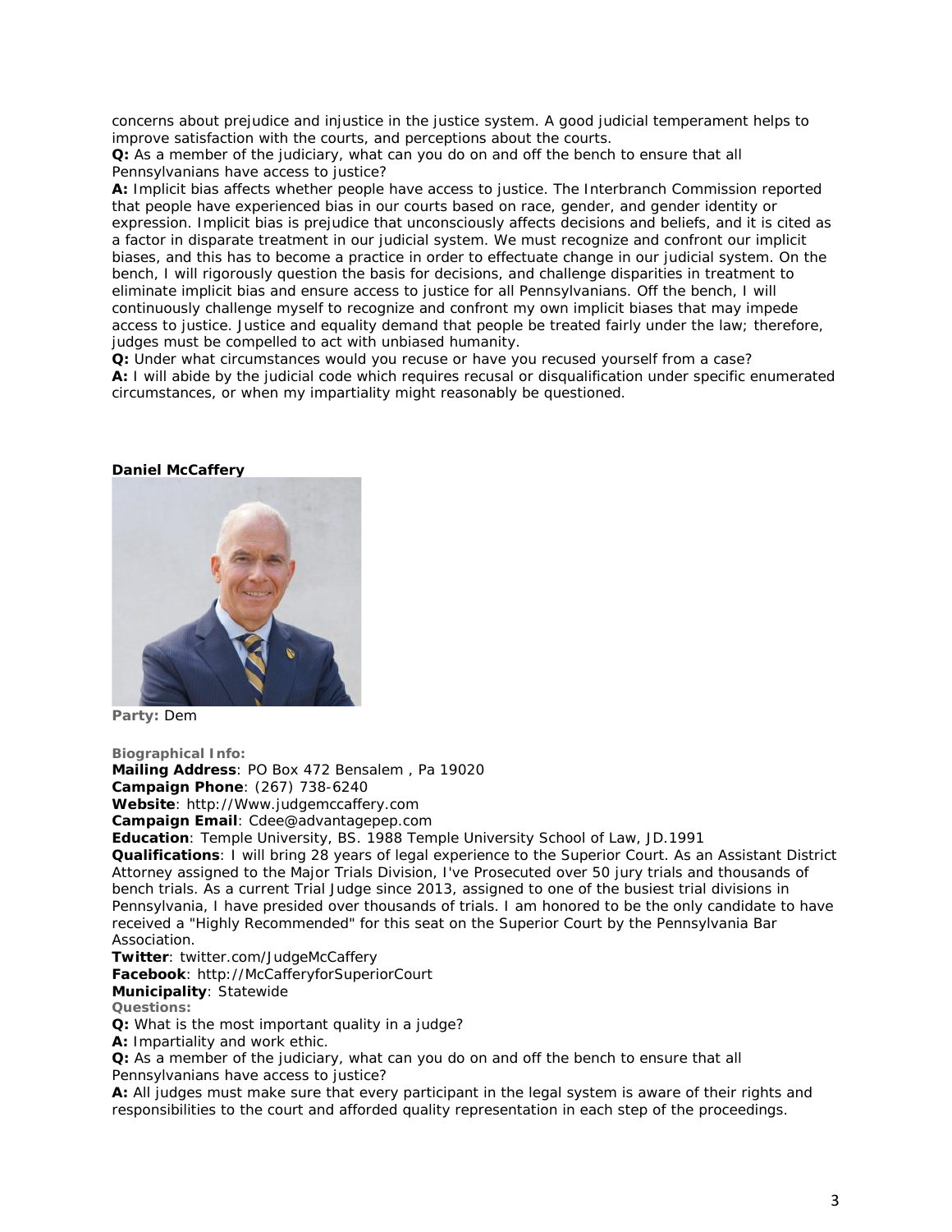concerns about prejudice and injustice in the justice system. A good judicial temperament helps to improve satisfaction with the courts, and perceptions about the courts.

**Q:** As a member of the judiciary, what can you do on and off the bench to ensure that all Pennsylvanians have access to justice?

**A:** Implicit bias affects whether people have access to justice. The Interbranch Commission reported that people have experienced bias in our courts based on race, gender, and gender identity or expression. Implicit bias is prejudice that unconsciously affects decisions and beliefs, and it is cited as a factor in disparate treatment in our judicial system. We must recognize and confront our implicit biases, and this has to become a practice in order to effectuate change in our judicial system. On the bench, I will rigorously question the basis for decisions, and challenge disparities in treatment to eliminate implicit bias and ensure access to justice for all Pennsylvanians. Off the bench, I will continuously challenge myself to recognize and confront my own implicit biases that may impede access to justice. Justice and equality demand that people be treated fairly under the law; therefore, judges must be compelled to act with unbiased humanity.

**Q:** Under what circumstances would you recuse or have you recused yourself from a case?

**A:** I will abide by the judicial code which requires recusal or disqualification under specific enumerated circumstances, or when my impartiality might reasonably be questioned.

**Daniel McCaffery**

**Party:** Dem

**Biographical Info:**

**Mailing Address**: PO Box 472 Bensalem , Pa 19020

**Campaign Phone**: (267) 738-6240

**Website**: http://Www.judgemccaffery.com

**Campaign Email**: Cdee@advantagepep.com

**Education**: Temple University, BS. 1988 Temple University School of Law, JD.1991

**Qualifications**: I will bring 28 years of legal experience to the Superior Court. As an Assistant District Attorney assigned to the Major Trials Division, I've Prosecuted over 50 jury trials and thousands of bench trials. As a current Trial Judge since 2013, assigned to one of the busiest trial divisions in Pennsylvania, I have presided over thousands of trials. I am honored to be the only candidate to have received a "Highly Recommended" for this seat on the Superior Court by the Pennsylvania Bar Association.

**Twitter**: twitter.com/JudgeMcCaffery

**Facebook**: http://McCafferyforSuperiorCourt

**Municipality**: Statewide

**Questions:**

**Q:** What is the most important quality in a judge?

**A:** Impartiality and work ethic.

**Q:** As a member of the judiciary, what can you do on and off the bench to ensure that all Pennsylvanians have access to justice?

**A:** All judges must make sure that every participant in the legal system is aware of their rights and responsibilities to the court and afforded quality representation in each step of the proceedings.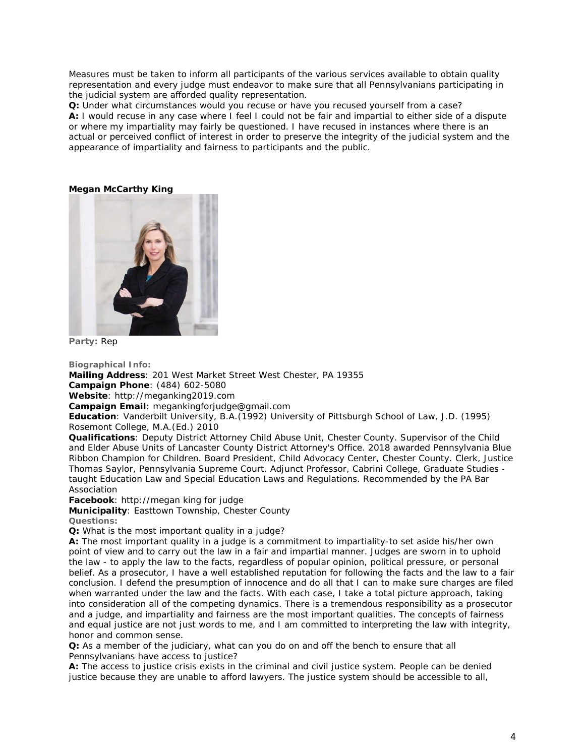Measures must be taken to inform all participants of the various services available to obtain quality representation and every judge must endeavor to make sure that all Pennsylvanians participating in the judicial system are afforded quality representation.

**Q:** Under what circumstances would you recuse or have you recused yourself from a case?

**A:** I would recuse in any case where I feel I could not be fair and impartial to either side of a dispute or where my impartiality may fairly be questioned. I have recused in instances where there is an actual or perceived conflict of interest in order to preserve the integrity of the judicial system and the appearance of impartiality and fairness to participants and the public.

**Megan McCarthy King**

**Party:** Rep

**Biographical Info:**

**Mailing Address**: 201 West Market Street West Chester, PA 19355

**Campaign Phone**: (484) 602-5080

**Website**: http://meganking2019.com

**Campaign Email**: megankingforjudge@gmail.com

**Education**: Vanderbilt University, B.A.(1992) University of Pittsburgh School of Law, J.D. (1995) Rosemont College, M.A.(Ed.) 2010

**Qualifications**: Deputy District Attorney Child Abuse Unit, Chester County. Supervisor of the Child and Elder Abuse Units of Lancaster County District Attorney's Office. 2018 awarded Pennsylvania Blue Ribbon Champion for Children. Board President, Child Advocacy Center, Chester County. Clerk, Justice Thomas Saylor, Pennsylvania Supreme Court. Adjunct Professor, Cabrini College, Graduate Studies - taught Education Law and Special Education Laws and Regulations. Recommended by the PA Bar Association

**Facebook**: http://megan king for judge

**Municipality**: Easttown Township, Chester County

**Questions:**

**Q:** What is the most important quality in a judge?

**A:** The most important quality in a judge is a commitment to impartiality-to set aside his/her own point of view and to carry out the law in a fair and impartial manner. Judges are sworn in to uphold the law - to apply the law to the facts, regardless of popular opinion, political pressure, or personal belief. As a prosecutor, I have a well established reputation for following the facts and the law to a fair conclusion. I defend the presumption of innocence and do all that I can to make sure charges are filed when warranted under the law and the facts. With each case, I take a total picture approach, taking into consideration all of the competing dynamics. There is a tremendous responsibility as a prosecutor and a judge, and impartiality and fairness are the most important qualities. The concepts of fairness and equal justice are not just words to me, and I am committed to interpreting the law with integrity, honor and common sense.

**Q:** As a member of the judiciary, what can you do on and off the bench to ensure that all Pennsylvanians have access to justice?

**A:** The access to justice crisis exists in the criminal and civil justice system. People can be denied justice because they are unable to afford lawyers. The justice system should be accessible to all,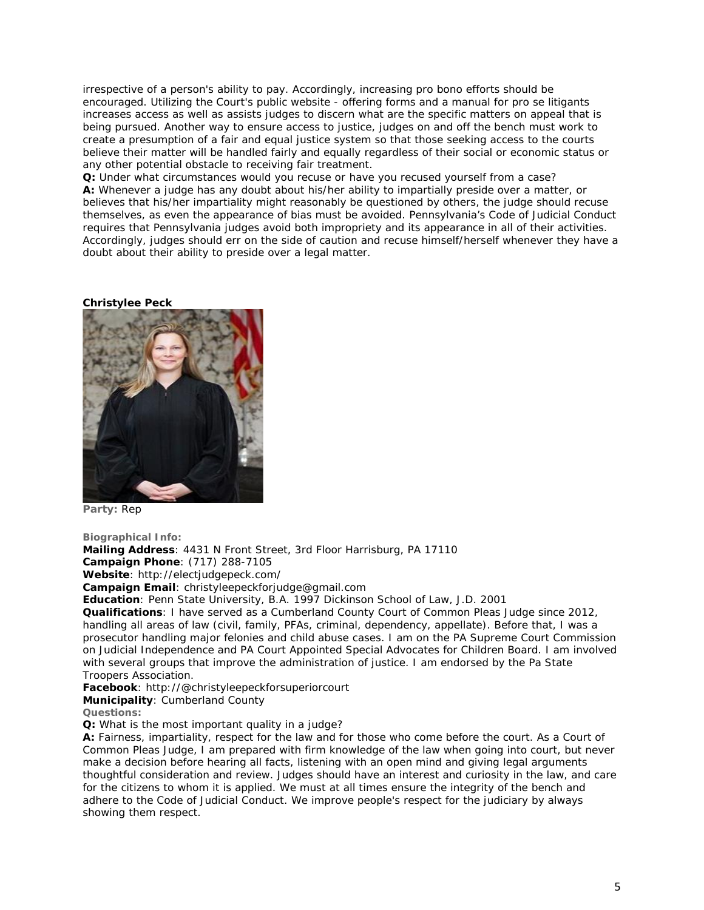irrespective of a person's ability to pay. Accordingly, increasing pro bono efforts should be encouraged. Utilizing the Court's public website - offering forms and a manual for pro se litigants increases access as well as assists judges to discern what are the specific matters on appeal that is being pursued. Another way to ensure access to justice, judges on and off the bench must work to create a presumption of a fair and equal justice system so that those seeking access to the courts believe their matter will be handled fairly and equally regardless of their social or economic status or any other potential obstacle to receiving fair treatment.

**Q:** Under what circumstances would you recuse or have you recused yourself from a case?

**A:** Whenever a judge has any doubt about his/her ability to impartially preside over a matter, or believes that his/her impartiality might reasonably be questioned by others, the judge should recuse themselves, as even the appearance of bias must be avoided. Pennsylvania's Code of Judicial Conduct requires that Pennsylvania judges avoid both impropriety and its appearance in all of their activities. Accordingly, judges should err on the side of caution and recuse himself/herself whenever they have a doubt about their ability to preside over a legal matter.

**Christylee Peck**

**Party:** Rep

**Biographical Info:**

**Mailing Address**: 4431 N Front Street, 3rd Floor Harrisburg, PA 17110

**Campaign Phone**: (717) 288-7105

**Website**: http://electjudgepeck.com/

**Campaign Email**: christyleepeckforjudge@gmail.com

**Education**: Penn State University, B.A. 1997 Dickinson School of Law, J.D. 2001

**Qualifications**: I have served as a Cumberland County Court of Common Pleas Judge since 2012, handling all areas of law (civil, family, PFAs, criminal, dependency, appellate). Before that, I was a prosecutor handling major felonies and child abuse cases. I am on the PA Supreme Court Commission on Judicial Independence and PA Court Appointed Special Advocates for Children Board. I am involved with several groups that improve the administration of justice. I am endorsed by the Pa State Troopers Association.

**Facebook**: http://@christyleepeckforsuperiorcourt

**Municipality**: Cumberland County

**Questions:**

**Q:** What is the most important quality in a judge?

**A:** Fairness, impartiality, respect for the law and for those who come before the court. As a Court of Common Pleas Judge, I am prepared with firm knowledge of the law when going into court, but never make a decision before hearing all facts, listening with an open mind and giving legal arguments thoughtful consideration and review. Judges should have an interest and curiosity in the law, and care for the citizens to whom it is applied. We must at all times ensure the integrity of the bench and adhere to the Code of Judicial Conduct. We improve people's respect for the judiciary by always showing them respect.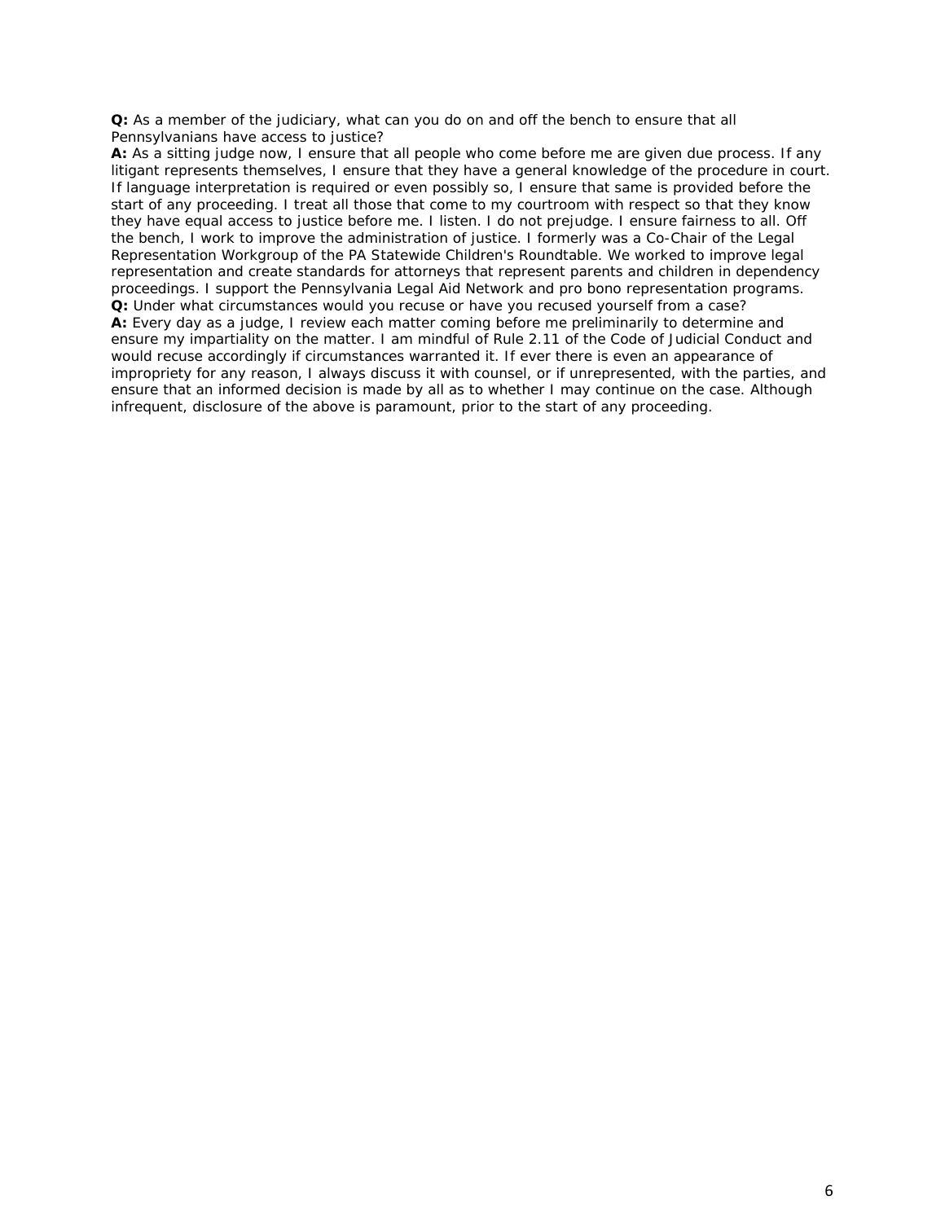**Q:** *As a member of the judiciary, what can you do on and off the bench to ensure that all Pennsylvanians have access to justice?*

**A:** As a sitting judge now, I ensure that all people who come before me are given due process. If any litigant represents themselves, I ensure that they have a general knowledge of the procedure in court. If language interpretation is required or even possibly so, I ensure that same is provided before the start of any proceeding. I treat all those that come to my courtroom with respect so that they know they have equal access to justice before me. I listen. I do not prejudge. I ensure fairness to all. Off the bench, I work to improve the administration of justice. I formerly was a Co-Chair of the Legal Representation Workgroup of the PA Statewide Children's Roundtable. We worked to improve legal representation and create standards for attorneys that represent parents and children in dependency proceedings. I support the Pennsylvania Legal Aid Network and pro bono representation programs.

**Q:** *Under what circumstances would you recuse or have you recused yourself from a case?*

**A:** Every day as a judge, I review each matter coming before me preliminarily to determine and ensure my impartiality on the matter. I am mindful of Rule 2.11 of the Code of Judicial Conduct and would recuse accordingly if circumstances warranted it. If ever there is even an appearance of impropriety for any reason, I always discuss it with counsel, or if unrepresented, with the parties, and ensure that an informed decision is made by all as to whether I may continue on the case. Although infrequent, disclosure of the above is paramount, prior to the start of any proceeding.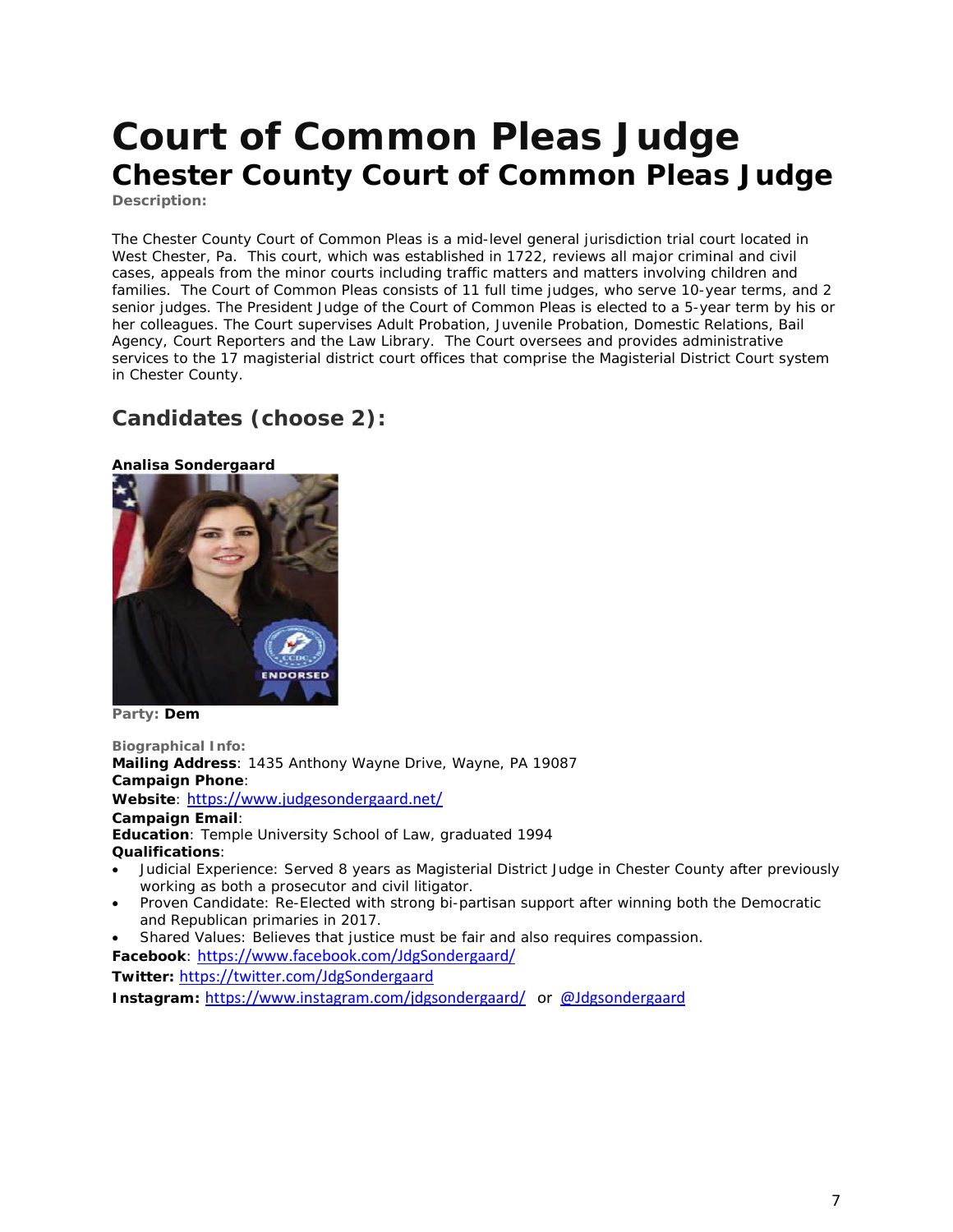# Court of Common Pleas Judge

## Chester County Court of Common Pleas Judge

**Description:**

The Chester County Court of Common Pleas is a mid-level general jurisdiction trial court located in West Chester, Pa. This court, which was established in 1722, reviews all major criminal and civil cases, appeals from the minor courts including traffic matters and matters involving children and families. The Court of Common Pleas consists of 11 full time judges, who serve 10-year terms, and 2 senior judges. The President Judge of the Court of Common Pleas is elected to a 5-year term by his or her colleagues. The Court supervises Adult Probation, Juvenile Probation, Domestic Relations, Bail Agency, Court Reporters and the Law Library. The Court oversees and provides administrative services to the 17 magisterial district court offices that comprise the Magisterial District Court system in Chester County.

### Candidates (choose 2):

**Analisa Sondergaard**

**Party:** **Dem**

**Biographical Info:**
**Mailing Address**: 1435 Anthony Wayne Drive, Wayne, PA 19087
**Campaign Phone**:
**Website**: https://www.judgesondergaard.net/
**Campaign Email**:
**Education**: Temple University School of Law, graduated 1994
**Qualifications**:

- Judicial Experience: Served 8 years as Magisterial District Judge in Chester County after previously working as both a prosecutor and civil litigator.
- Proven Candidate: Re-Elected with strong bi-partisan support after winning both the Democratic and Republican primaries in 2017.
- Shared Values: Believes that justice must be fair and also requires compassion.

**Facebook**: https://www.facebook.com/JdgSondergaard/
**Twitter:** https://twitter.com/JdgSondergaard
**Instagram:** https://www.instagram.com/jdgsondergaard/ or @Jdgsondergaard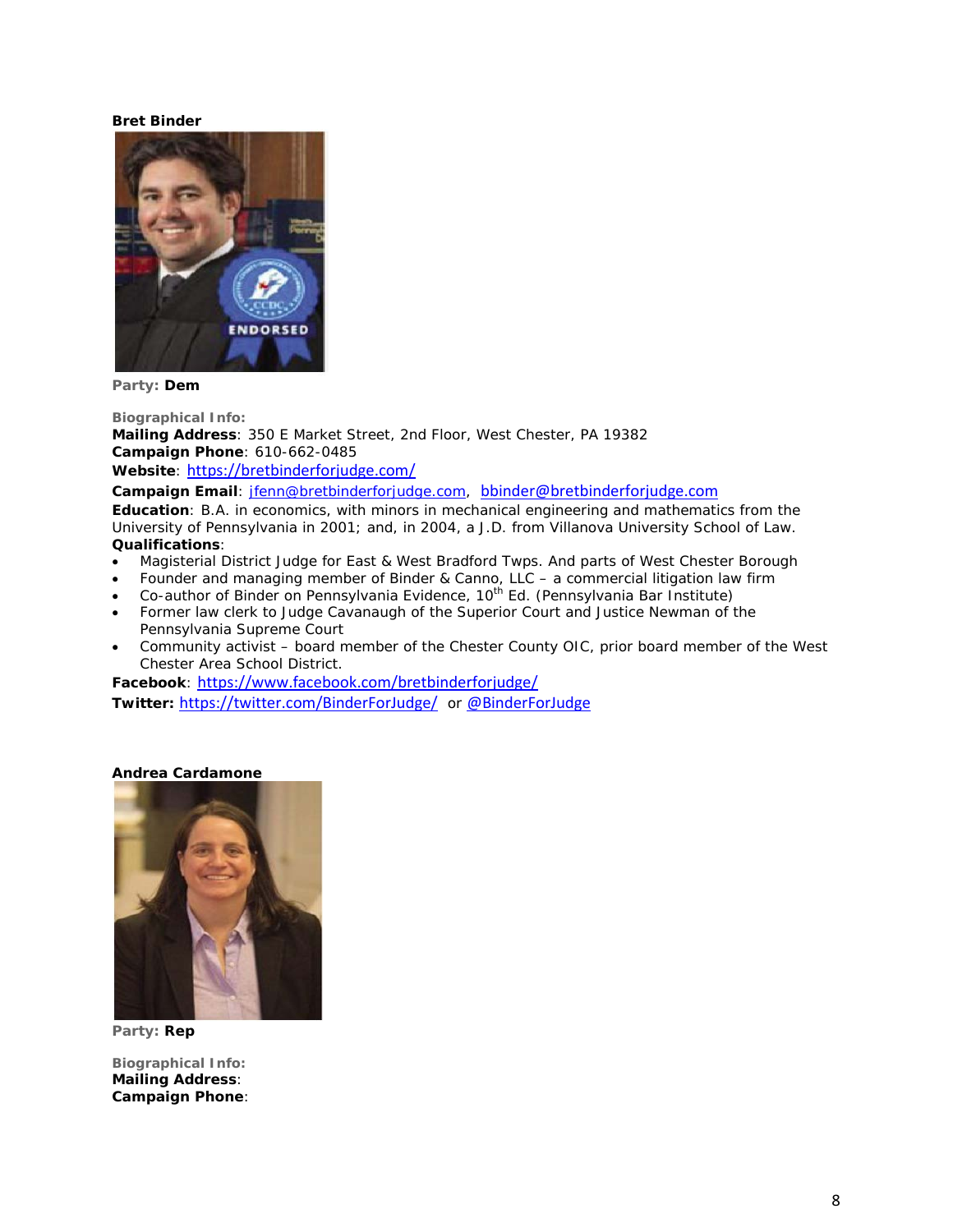**Bret Binder**

**Party: Dem**

**Biographical Info:**

**Mailing Address**: 350 E Market Street, 2nd Floor, West Chester, PA 19382

**Campaign Phone**: 610-662-0485

**Website**: https://bretbinderforjudge.com/

**Campaign Email**: jfenn@bretbinderforjudge.com, bbinder@bretbinderforjudge.com

**Education**: B.A. in economics, with minors in mechanical engineering and mathematics from the University of Pennsylvania in 2001; and, in 2004, a J.D. from Villanova University School of Law.

**Qualifications**:

- Magisterial District Judge for East & West Bradford Twps. And parts of West Chester Borough
- Founder and managing member of Binder & Canno, LLC – a commercial litigation law firm
- Co-author of Binder on Pennsylvania Evidence, 10th Ed. (Pennsylvania Bar Institute)
- Former law clerk to Judge Cavanaugh of the Superior Court and Justice Newman of the Pennsylvania Supreme Court
- Community activist – board member of the Chester County OIC, prior board member of the West Chester Area School District.

**Facebook**: https://www.facebook.com/bretbinderforjudge/

**Twitter:** https://twitter.com/BinderForJudge/ or @BinderForJudge

**Andrea Cardamone**

**Party: Rep**

**Biographical Info:**

**Mailing Address**:

**Campaign Phone**: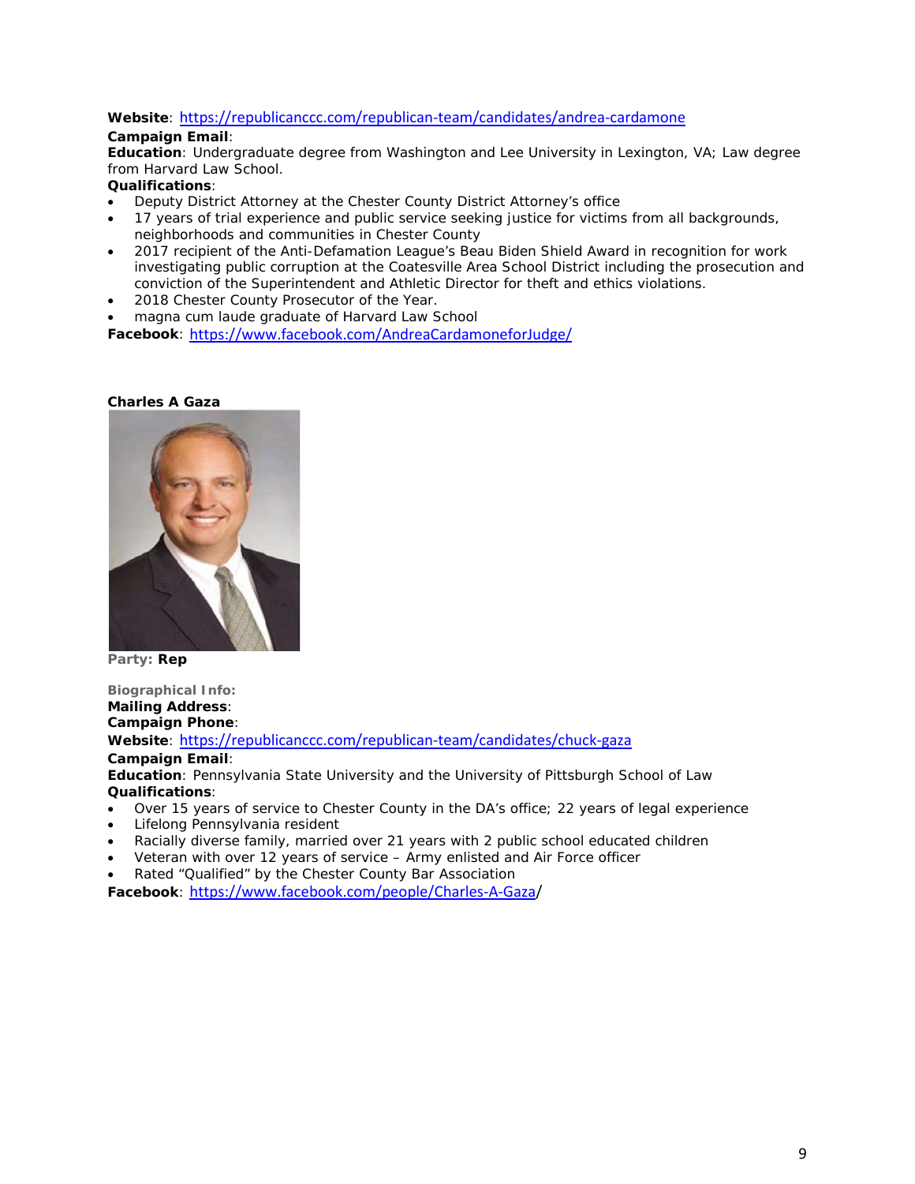**Website**: https://republicanccc.com/republican-team/candidates/andrea-cardamone
**Campaign Email**:
**Education**: Undergraduate degree from Washington and Lee University in Lexington, VA; Law degree from Harvard Law School.
**Qualifications**:

- Deputy District Attorney at the Chester County District Attorney's office
- 17 years of trial experience and public service seeking justice for victims from all backgrounds, neighborhoods and communities in Chester County
- 2017 recipient of the Anti-Defamation League's Beau Biden Shield Award in recognition for work investigating public corruption at the Coatesville Area School District including the prosecution and conviction of the Superintendent and Athletic Director for theft and ethics violations.
- 2018 Chester County Prosecutor of the Year.
- magna cum laude graduate of Harvard Law School

**Facebook**: https://www.facebook.com/AndreaCardamoneforJudge/

**Charles A Gaza**

**Party: Rep**

**Biographical Info:**
**Mailing Address**:
**Campaign Phone**:
**Website**: https://republicanccc.com/republican-team/candidates/chuck-gaza
**Campaign Email**:
**Education**: Pennsylvania State University and the University of Pittsburgh School of Law
**Qualifications**:

- Over 15 years of service to Chester County in the DA's office; 22 years of legal experience
- Lifelong Pennsylvania resident
- Racially diverse family, married over 21 years with 2 public school educated children
- Veteran with over 12 years of service – Army enlisted and Air Force officer
- Rated "Qualified" by the Chester County Bar Association

**Facebook**: https://www.facebook.com/people/Charles-A-Gaza/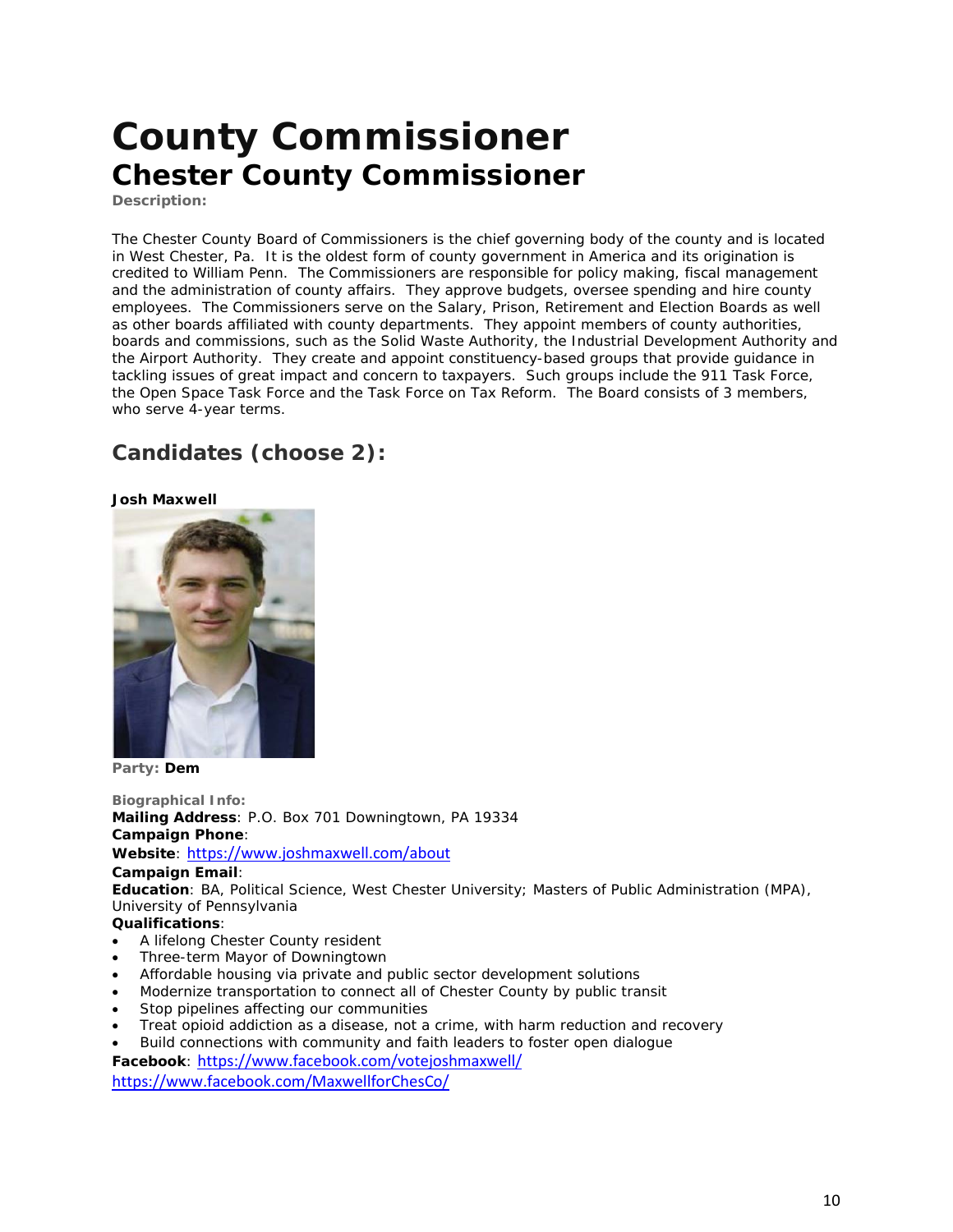# County Commissioner

## Chester County Commissioner

**Description:**

The Chester County Board of Commissioners is the chief governing body of the county and is located in West Chester, Pa. It is the oldest form of county government in America and its origination is credited to William Penn. The Commissioners are responsible for policy making, fiscal management and the administration of county affairs. They approve budgets, oversee spending and hire county employees. The Commissioners serve on the Salary, Prison, Retirement and Election Boards as well as other boards affiliated with county departments. They appoint members of county authorities, boards and commissions, such as the Solid Waste Authority, the Industrial Development Authority and the Airport Authority. They create and appoint constituency-based groups that provide guidance in tackling issues of great impact and concern to taxpayers. Such groups include the 911 Task Force, the Open Space Task Force and the Task Force on Tax Reform. The Board consists of 3 members, who serve 4-year terms.

## Candidates (choose 2):

**Josh Maxwell**

**Party:** **Dem**

**Biographical Info:**

**Mailing Address**: P.O. Box 701 Downingtown, PA 19334

**Campaign Phone**:

**Website**: https://www.joshmaxwell.com/about

**Campaign Email**:

**Education**: BA, Political Science, West Chester University; Masters of Public Administration (MPA), University of Pennsylvania

**Qualifications**:

- A lifelong Chester County resident
- Three-term Mayor of Downingtown
- Affordable housing via private and public sector development solutions
- Modernize transportation to connect all of Chester County by public transit
- Stop pipelines affecting our communities
- Treat opioid addiction as a disease, not a crime, with harm reduction and recovery
- Build connections with community and faith leaders to foster open dialogue

**Facebook**: https://www.facebook.com/votejoshmaxwell/

https://www.facebook.com/MaxwellforChesCo/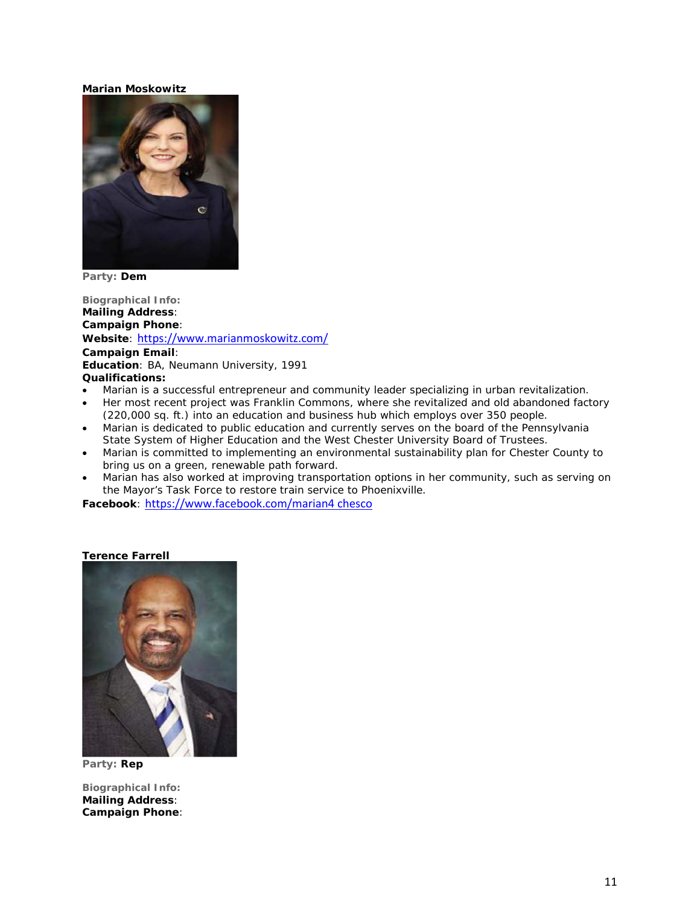**Marian Moskowitz**

**Party: Dem**

**Biographical Info:**

**Mailing Address**:

**Campaign Phone**:

**Website**: https://www.marianmoskowitz.com/

**Campaign Email**:

**Education**: BA, Neumann University, 1991

**Qualifications:**

- Marian is a successful entrepreneur and community leader specializing in urban revitalization.
- Her most recent project was Franklin Commons, where she revitalized and old abandoned factory (220,000 sq. ft.) into an education and business hub which employs over 350 people.
- Marian is dedicated to public education and currently serves on the board of the Pennsylvania State System of Higher Education and the West Chester University Board of Trustees.
- Marian is committed to implementing an environmental sustainability plan for Chester County to bring us on a green, renewable path forward.
- Marian has also worked at improving transportation options in her community, such as serving on the Mayor's Task Force to restore train service to Phoenixville.

**Facebook**: https://www.facebook.com/marian4 chesco

**Terence Farrell**

**Party: Rep**

**Biographical Info:**

**Mailing Address**:

**Campaign Phone**: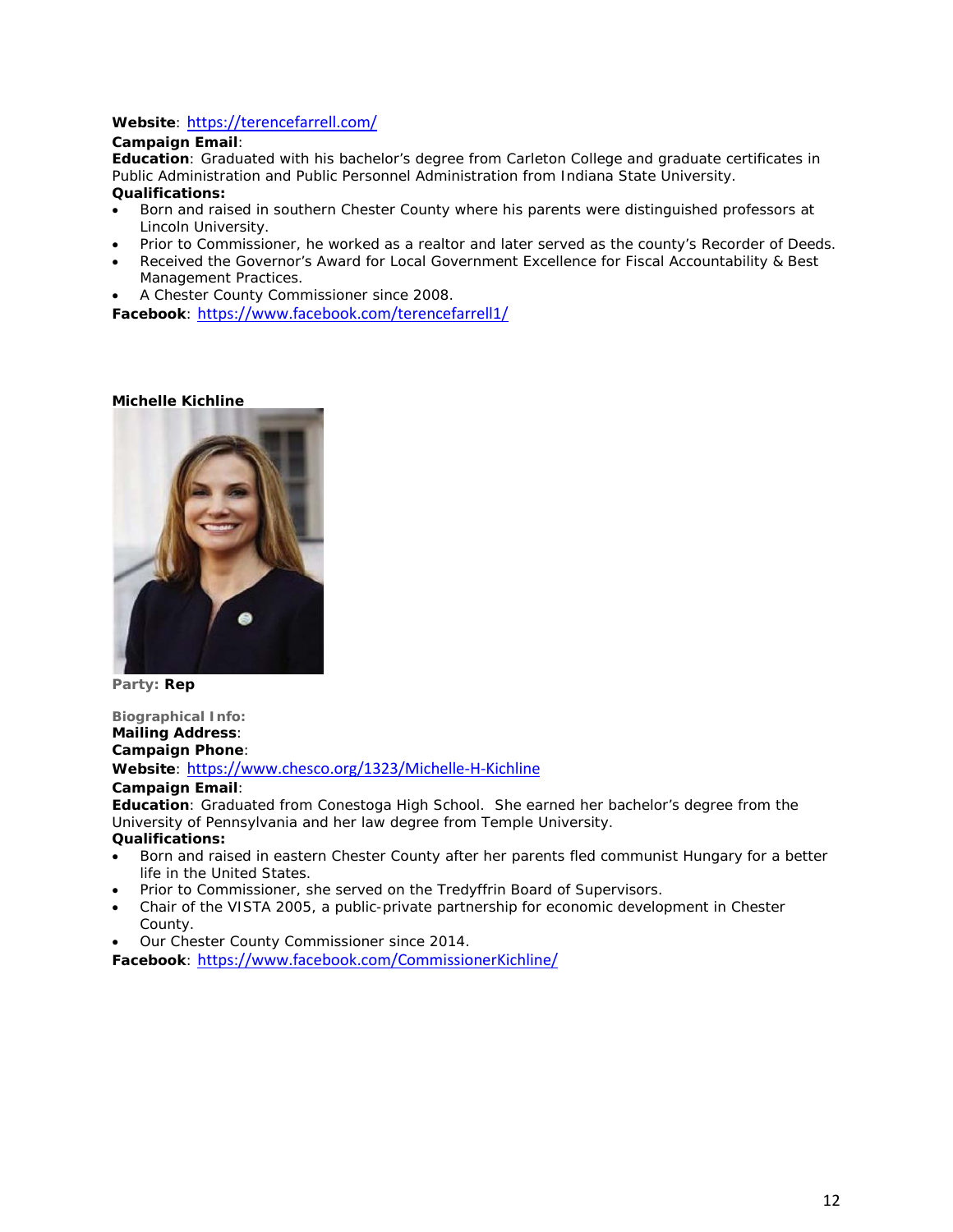**Website**: https://terencefarrell.com/

**Campaign Email**:

**Education**: Graduated with his bachelor's degree from Carleton College and graduate certificates in Public Administration and Public Personnel Administration from Indiana State University.

**Qualifications:**

- Born and raised in southern Chester County where his parents were distinguished professors at Lincoln University.
- Prior to Commissioner, he worked as a realtor and later served as the county's Recorder of Deeds.
- Received the Governor's Award for Local Government Excellence for Fiscal Accountability & Best Management Practices.
- A Chester County Commissioner since 2008.

**Facebook**: https://www.facebook.com/terencefarrell1/

**Michelle Kichline**

**Party: Rep**

**Biographical Info:**

**Mailing Address**:

**Campaign Phone**:

**Website**: https://www.chesco.org/1323/Michelle-H-Kichline

**Campaign Email**:

**Education**: Graduated from Conestoga High School. She earned her bachelor's degree from the University of Pennsylvania and her law degree from Temple University.

**Qualifications:**

- Born and raised in eastern Chester County after her parents fled communist Hungary for a better life in the United States.
- Prior to Commissioner, she served on the Tredyffrin Board of Supervisors.
- Chair of the VISTA 2005, a public-private partnership for economic development in Chester County.
- Our Chester County Commissioner since 2014.

**Facebook**: https://www.facebook.com/CommissionerKichline/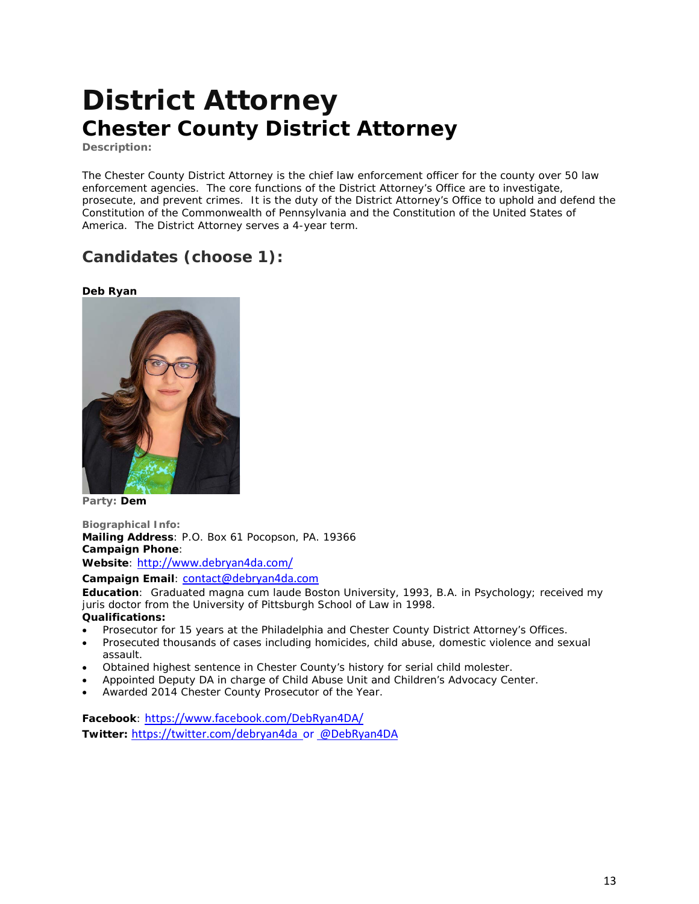# District Attorney

## Chester County District Attorney

**Description:**

The Chester County District Attorney is the chief law enforcement officer for the county over 50 law enforcement agencies. The core functions of the District Attorney's Office are to investigate, prosecute, and prevent crimes. It is the duty of the District Attorney's Office to uphold and defend the Constitution of the Commonwealth of Pennsylvania and the Constitution of the United States of America. The District Attorney serves a 4-year term.

## Candidates (choose 1):

**Deb Ryan**

**Party: Dem**

**Biographical Info:**

**Mailing Address**: P.O. Box 61 Pocopson, PA. 19366

**Campaign Phone**:

**Website**: http://www.debryan4da.com/

**Campaign Email**: contact@debryan4da.com

**Education**: Graduated magna cum laude Boston University, 1993, B.A. in Psychology; received my juris doctor from the University of Pittsburgh School of Law in 1998.

**Qualifications:**

- Prosecutor for 15 years at the Philadelphia and Chester County District Attorney's Offices.
- Prosecuted thousands of cases including homicides, child abuse, domestic violence and sexual assault.
- Obtained highest sentence in Chester County's history for serial child molester.
- Appointed Deputy DA in charge of Child Abuse Unit and Children's Advocacy Center.
- Awarded 2014 Chester County Prosecutor of the Year.

**Facebook**: https://www.facebook.com/DebRyan4DA/

**Twitter:** https://twitter.com/debryan4da or @DebRyan4DA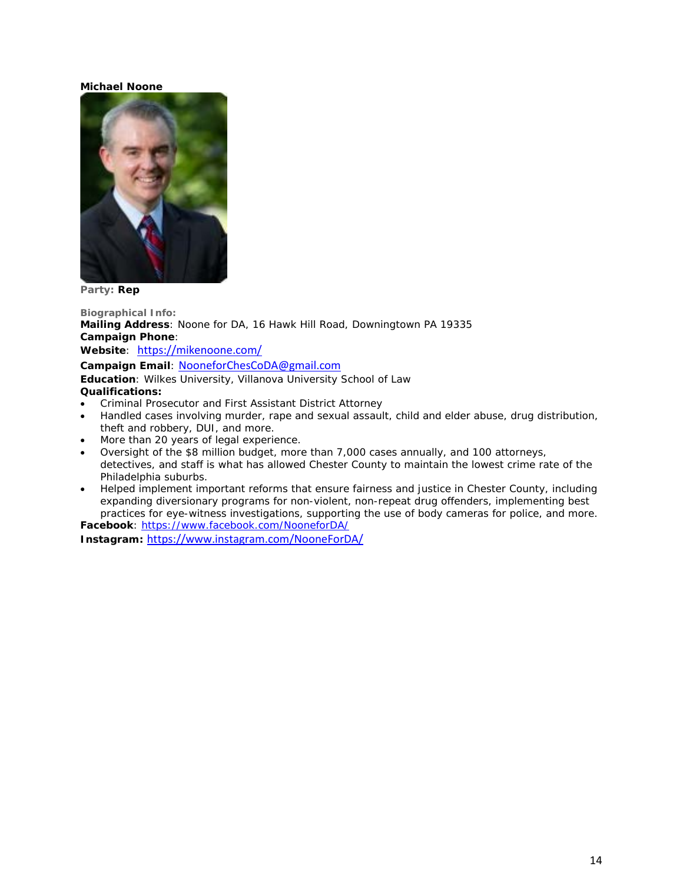**Michael Noone**

**Party: Rep**

**Biographical Info:**

**Mailing Address**: Noone for DA, 16 Hawk Hill Road, Downingtown PA 19335

**Campaign Phone**:

**Website**: https://mikenoone.com/

**Campaign Email**: NooneforChesCoDA@gmail.com

**Education**: Wilkes University, Villanova University School of Law

**Qualifications:**

- Criminal Prosecutor and First Assistant District Attorney
- Handled cases involving murder, rape and sexual assault, child and elder abuse, drug distribution, theft and robbery, DUI, and more.
- More than 20 years of legal experience.
- Oversight of the $8 million budget, more than 7,000 cases annually, and 100 attorneys, detectives, and staff is what has allowed Chester County to maintain the lowest crime rate of the Philadelphia suburbs.
- Helped implement important reforms that ensure fairness and justice in Chester County, including expanding diversionary programs for non-violent, non-repeat drug offenders, implementing best practices for eye-witness investigations, supporting the use of body cameras for police, and more.

**Facebook**: https://www.facebook.com/NooneforDA/

**Instagram:** https://www.instagram.com/NooneForDA/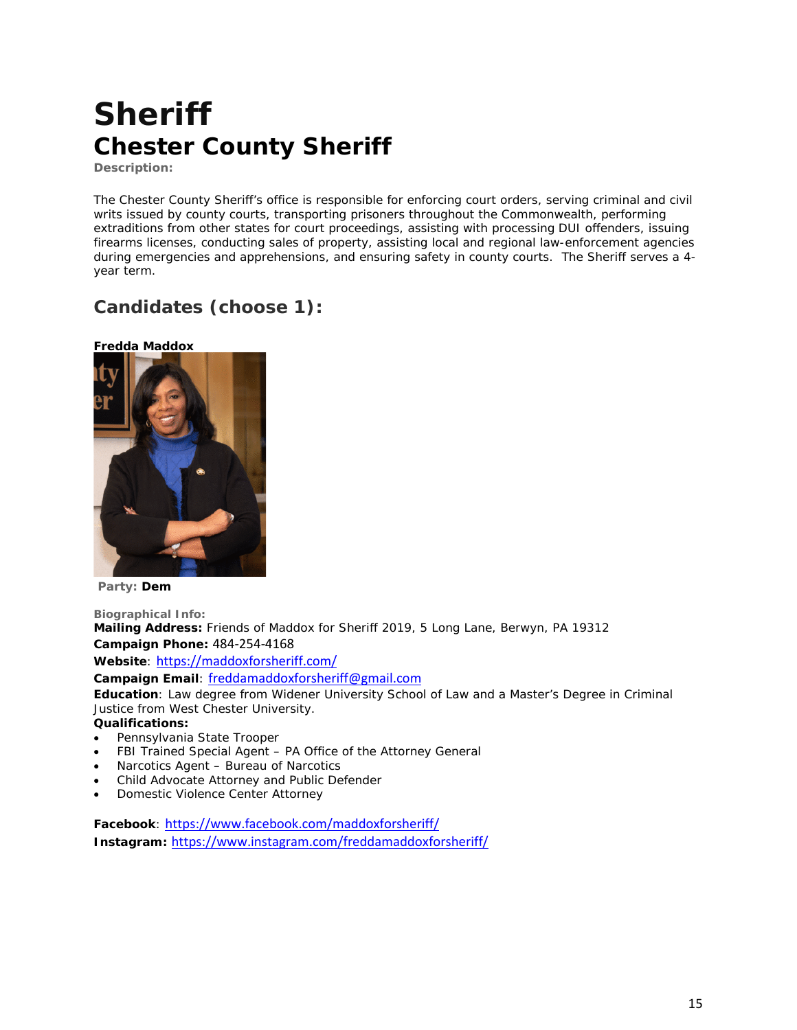# Sheriff

## Chester County Sheriff

**Description:**

The Chester County Sheriff's office is responsible for enforcing court orders, serving criminal and civil writs issued by county courts, transporting prisoners throughout the Commonwealth, performing extraditions from other states for court proceedings, assisting with processing DUI offenders, issuing firearms licenses, conducting sales of property, assisting local and regional law-enforcement agencies during emergencies and apprehensions, and ensuring safety in county courts. The Sheriff serves a 4-year term.

## Candidates (choose 1):

**Fredda Maddox**

**Party:** **Dem**

**Biographical Info:**

**Mailing Address:** Friends of Maddox for Sheriff 2019, 5 Long Lane, Berwyn, PA 19312

**Campaign Phone:** 484-254-4168

**Website**: https://maddoxforsheriff.com/

**Campaign Email**: freddamaddoxforsheriff@gmail.com

**Education**: Law degree from Widener University School of Law and a Master's Degree in Criminal Justice from West Chester University.

**Qualifications:**

- Pennsylvania State Trooper
- FBI Trained Special Agent – PA Office of the Attorney General
- Narcotics Agent – Bureau of Narcotics
- Child Advocate Attorney and Public Defender
- Domestic Violence Center Attorney

**Facebook**: https://www.facebook.com/maddoxforsheriff/

**Instagram:** https://www.instagram.com/freddamaddoxforsheriff/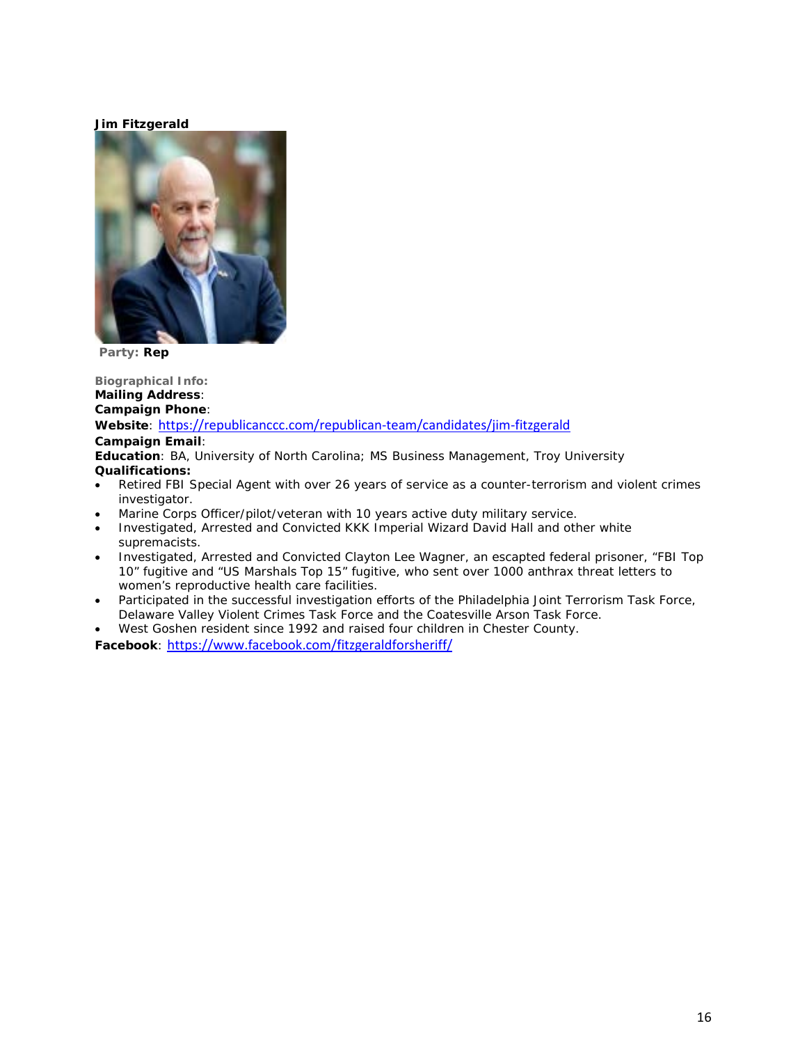**Jim Fitzgerald**

**Party: Rep**

**Biographical Info:**

**Mailing Address**:

**Campaign Phone**:

**Website**: https://republicanccc.com/republican-team/candidates/jim-fitzgerald

**Campaign Email**:

**Education**: BA, University of North Carolina; MS Business Management, Troy University

**Qualifications:**

- Retired FBI Special Agent with over 26 years of service as a counter-terrorism and violent crimes investigator.
- Marine Corps Officer/pilot/veteran with 10 years active duty military service.
- Investigated, Arrested and Convicted KKK Imperial Wizard David Hall and other white supremacists.
- Investigated, Arrested and Convicted Clayton Lee Wagner, an escaped federal prisoner, "FBI Top 10" fugitive and "US Marshals Top 15" fugitive, who sent over 1000 anthrax threat letters to women's reproductive health care facilities.
- Participated in the successful investigation efforts of the Philadelphia Joint Terrorism Task Force, Delaware Valley Violent Crimes Task Force and the Coatesville Arson Task Force.
- West Goshen resident since 1992 and raised four children in Chester County.

**Facebook**: https://www.facebook.com/fitzgeraldforsheriff/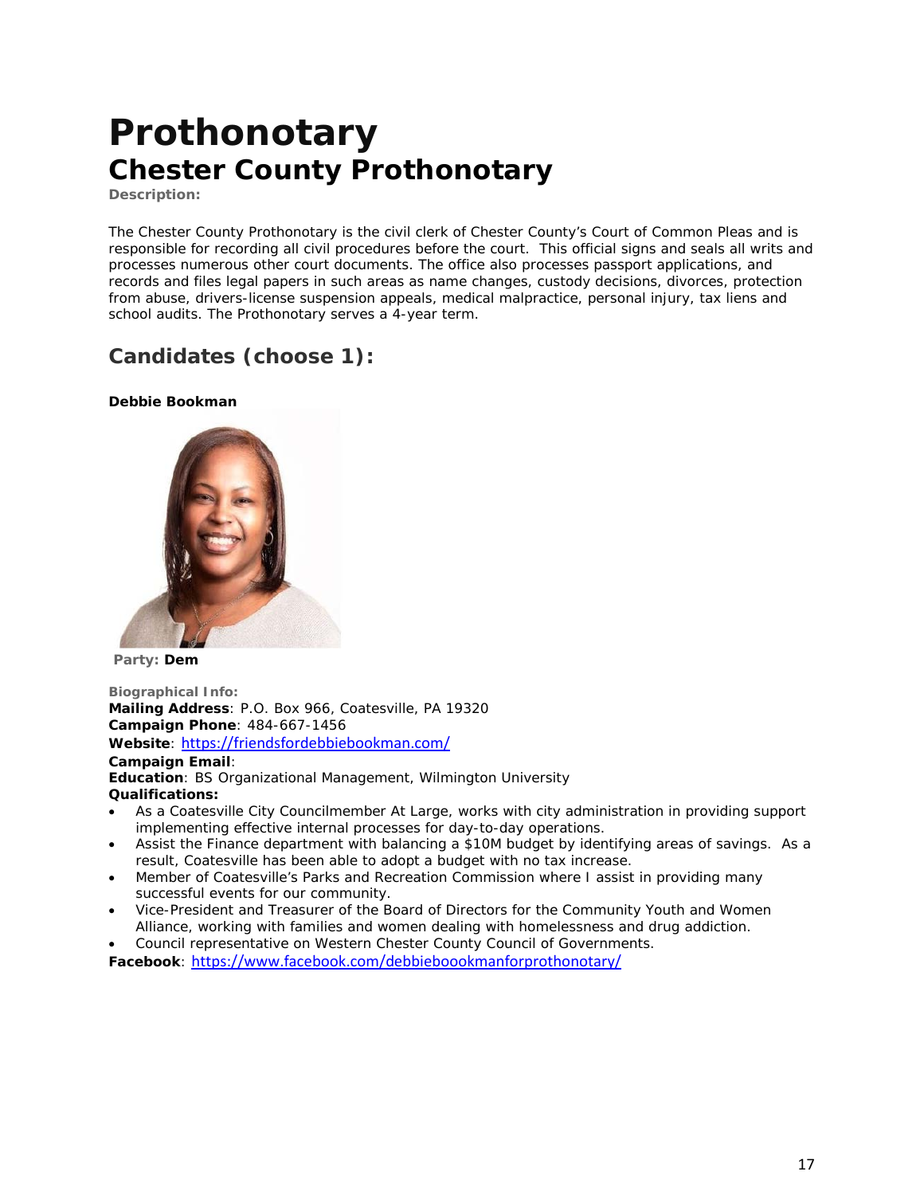# Prothonotary

## Chester County Prothonotary

**Description:**

The Chester County Prothonotary is the civil clerk of Chester County's Court of Common Pleas and is responsible for recording all civil procedures before the court. This official signs and seals all writs and processes numerous other court documents. The office also processes passport applications, and records and files legal papers in such areas as name changes, custody decisions, divorces, protection from abuse, drivers-license suspension appeals, medical malpractice, personal injury, tax liens and school audits. The Prothonotary serves a 4-year term.

## Candidates (choose 1):

**Debbie Bookman**

**Party:** **Dem**

**Biographical Info:**
**Mailing Address**: P.O. Box 966, Coatesville, PA 19320
**Campaign Phone**: 484-667-1456
**Website**: https://friendsfordebbiebookman.com/
**Campaign Email**:
**Education**: BS Organizational Management, Wilmington University
**Qualifications:**

- As a Coatesville City Councilmember At Large, works with city administration in providing support implementing effective internal processes for day-to-day operations.
- Assist the Finance department with balancing a $10M budget by identifying areas of savings. As a result, Coatesville has been able to adopt a budget with no tax increase.
- Member of Coatesville's Parks and Recreation Commission where I assist in providing many successful events for our community.
- Vice-President and Treasurer of the Board of Directors for the Community Youth and Women Alliance, working with families and women dealing with homelessness and drug addiction.
- Council representative on Western Chester County Council of Governments.

**Facebook**: https://www.facebook.com/debbieboookmanforprothonotary/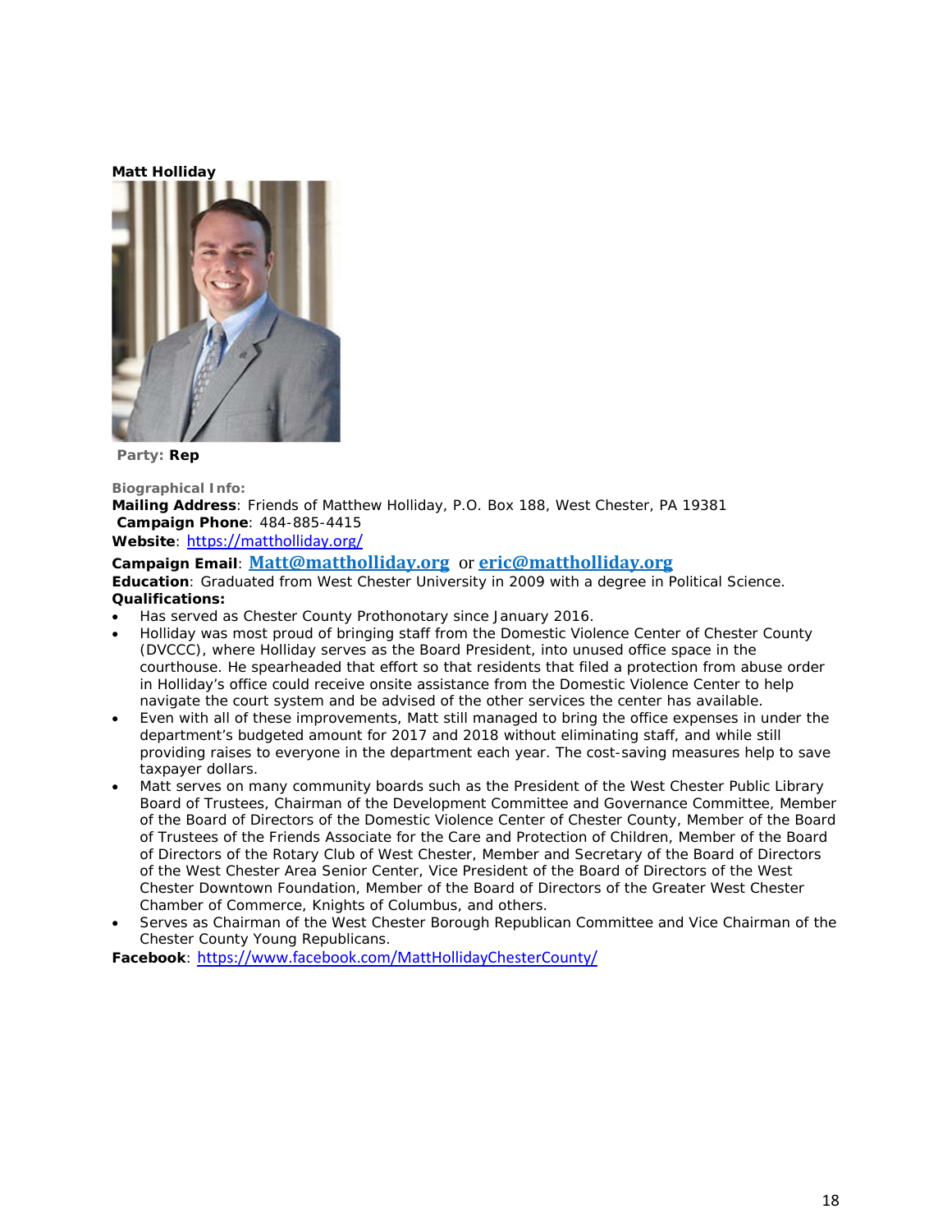**Matt Holliday**

**Party: Rep**

**Biographical Info:**

**Mailing Address**: Friends of Matthew Holliday, P.O. Box 188, West Chester, PA 19381

**Campaign Phone**: 484-885-4415

**Website**: https://mattholliday.org/

**Campaign Email**: Matt@mattholliday.org or eric@mattholliday.org

**Education**: Graduated from West Chester University in 2009 with a degree in Political Science.

**Qualifications:**

- Has served as Chester County Prothonotary since January 2016.
- Holliday was most proud of bringing staff from the Domestic Violence Center of Chester County (DVCCC), where Holliday serves as the Board President, into unused office space in the courthouse. He spearheaded that effort so that residents that filed a protection from abuse order in Holliday's office could receive onsite assistance from the Domestic Violence Center to help navigate the court system and be advised of the other services the center has available.
- Even with all of these improvements, Matt still managed to bring the office expenses in under the department's budgeted amount for 2017 and 2018 without eliminating staff, and while still providing raises to everyone in the department each year. The cost-saving measures help to save taxpayer dollars.
- Matt serves on many community boards such as the President of the West Chester Public Library Board of Trustees, Chairman of the Development Committee and Governance Committee, Member of the Board of Directors of the Domestic Violence Center of Chester County, Member of the Board of Trustees of the Friends Associate for the Care and Protection of Children, Member of the Board of Directors of the Rotary Club of West Chester, Member and Secretary of the Board of Directors of the West Chester Area Senior Center, Vice President of the Board of Directors of the West Chester Downtown Foundation, Member of the Board of Directors of the Greater West Chester Chamber of Commerce, Knights of Columbus, and others.
- Serves as Chairman of the West Chester Borough Republican Committee and Vice Chairman of the Chester County Young Republicans.

**Facebook**: https://www.facebook.com/MattHollidayChesterCounty/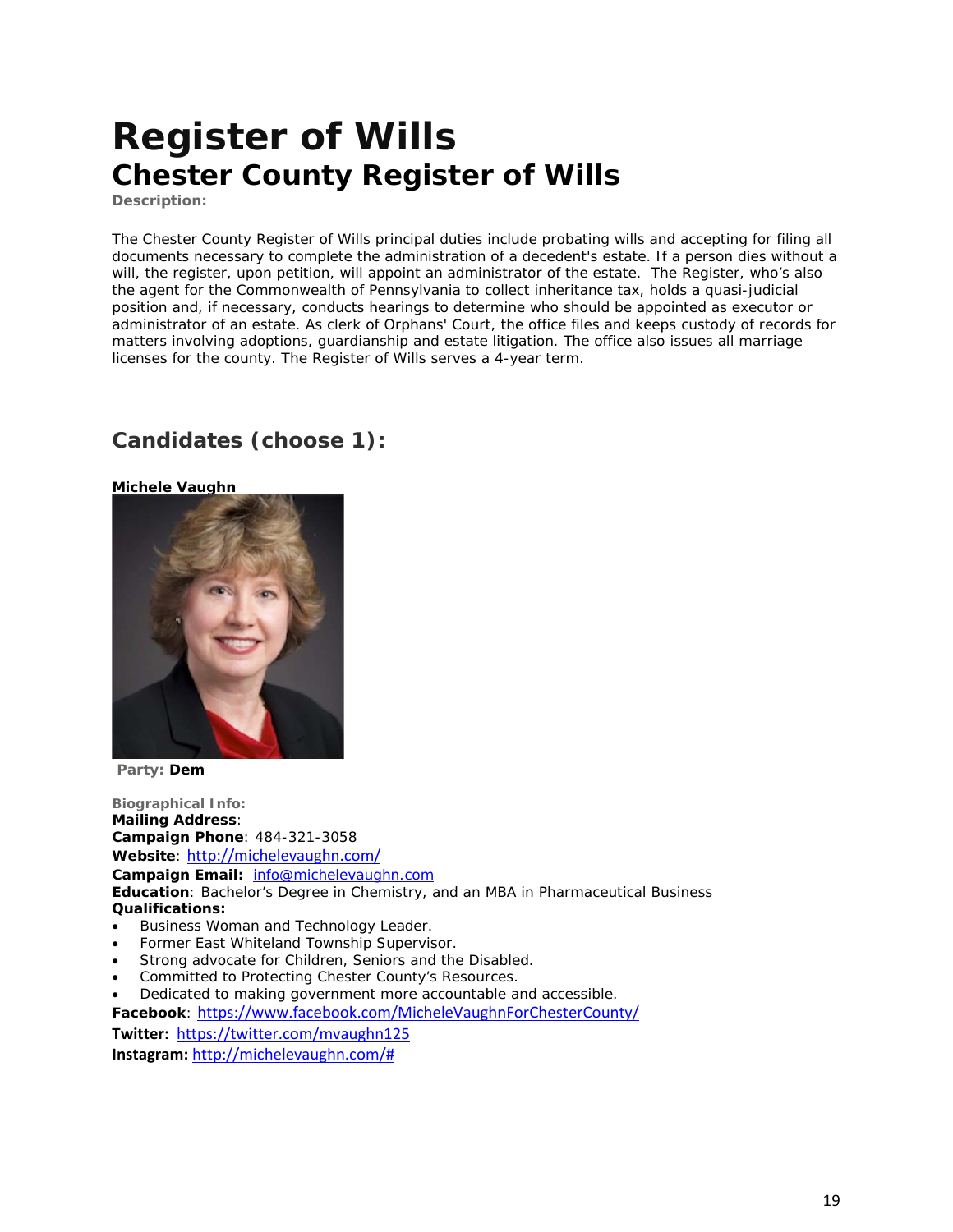# Register of Wills

## Chester County Register of Wills

**Description:**

The Chester County Register of Wills principal duties include probating wills and accepting for filing all documents necessary to complete the administration of a decedent's estate. If a person dies without a will, the register, upon petition, will appoint an administrator of the estate. The Register, who's also the agent for the Commonwealth of Pennsylvania to collect inheritance tax, holds a quasi-judicial position and, if necessary, conducts hearings to determine who should be appointed as executor or administrator of an estate. As clerk of Orphans' Court, the office files and keeps custody of records for matters involving adoptions, guardianship and estate litigation. The office also issues all marriage licenses for the county. The Register of Wills serves a 4-year term.

## Candidates (choose 1):

**Michele Vaughn**

**Party: Dem**

**Biographical Info:**
**Mailing Address**:
**Campaign Phone**: 484-321-3058
**Website**: http://michelevaughn.com/
**Campaign Email:** info@michelevaughn.com
**Education**: Bachelor's Degree in Chemistry, and an MBA in Pharmaceutical Business
**Qualifications:**

- Business Woman and Technology Leader.
- Former East Whiteland Township Supervisor.
- Strong advocate for Children, Seniors and the Disabled.
- Committed to Protecting Chester County's Resources.
- Dedicated to making government more accountable and accessible.

**Facebook**: https://www.facebook.com/MicheleVaughnForChesterCounty/
**Twitter:** https://twitter.com/mvaughn125
**Instagram:** http://michelevaughn.com/#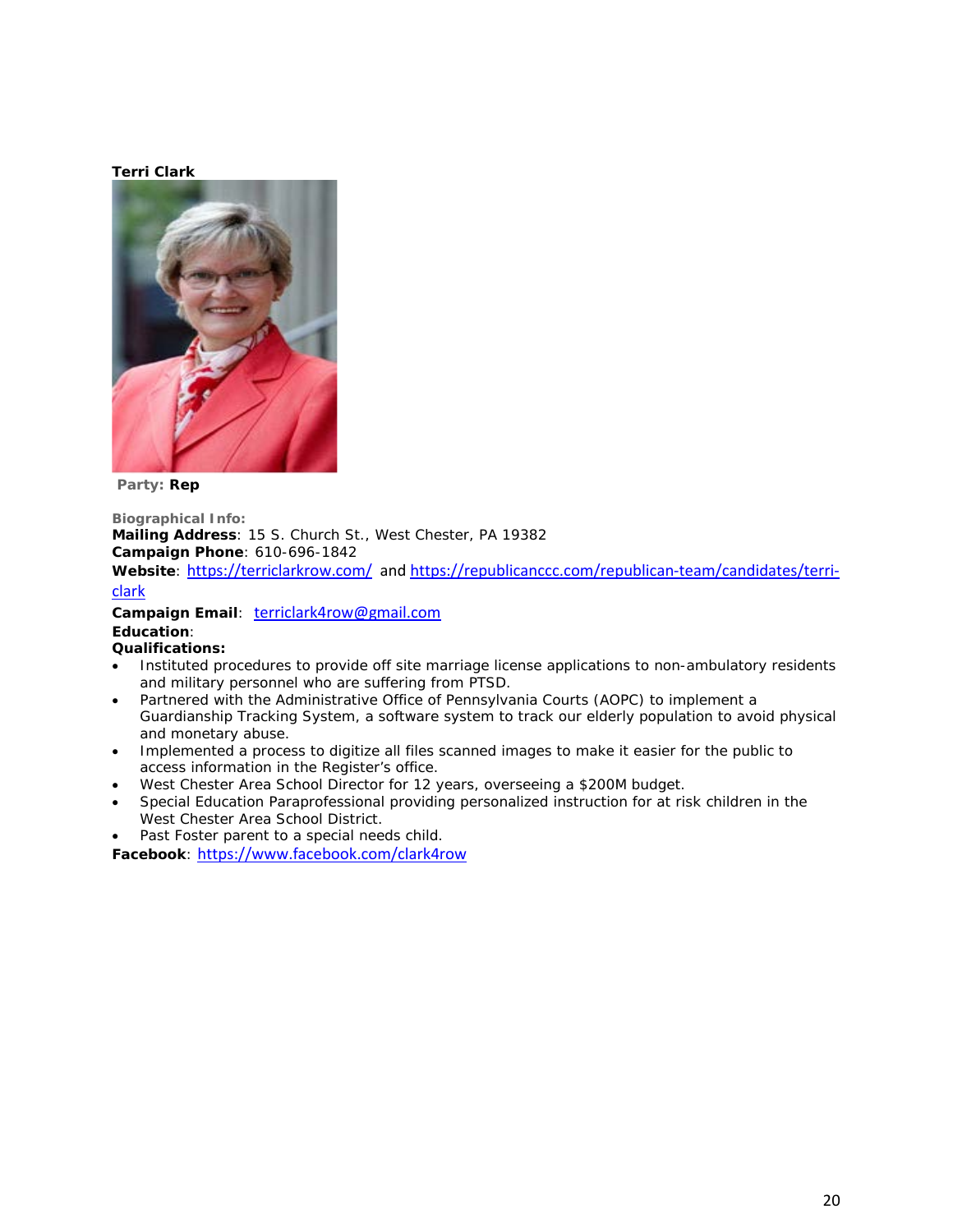**Terri Clark**

**Party: Rep**

**Biographical Info:**

**Mailing Address**: 15 S. Church St., West Chester, PA 19382
**Campaign Phone**: 610-696-1842
**Website**: https://terriclarkrow.com/ and https://republicanccc.com/republican-team/candidates/terri-clark
**Campaign Email**: terriclark4row@gmail.com
**Education**:
**Qualifications:**

- Instituted procedures to provide off site marriage license applications to non-ambulatory residents and military personnel who are suffering from PTSD.
- Partnered with the Administrative Office of Pennsylvania Courts (AOPC) to implement a Guardianship Tracking System, a software system to track our elderly population to avoid physical and monetary abuse.
- Implemented a process to digitize all files scanned images to make it easier for the public to access information in the Register's office.
- West Chester Area School Director for 12 years, overseeing a $200M budget.
- Special Education Paraprofessional providing personalized instruction for at risk children in the West Chester Area School District.
- Past Foster parent to a special needs child.

**Facebook**: https://www.facebook.com/clark4row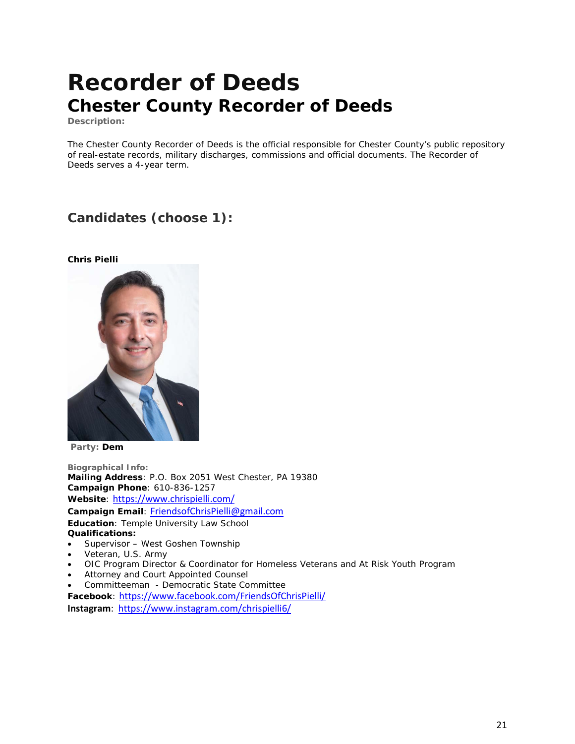# Recorder of Deeds

## Chester County Recorder of Deeds

**Description:**

The Chester County Recorder of Deeds is the official responsible for Chester County's public repository of real-estate records, military discharges, commissions and official documents. The Recorder of Deeds serves a 4-year term.

### Candidates (choose 1):

**Chris Pielli**

**Party: Dem**

**Biographical Info:**

**Mailing Address**: P.O. Box 2051 West Chester, PA 19380
**Campaign Phone**: 610-836-1257
**Website**: https://www.chrispielli.com/
**Campaign Email**: FriendsofChrisPielli@gmail.com
**Education**: Temple University Law School
**Qualifications:**

- Supervisor – West Goshen Township
- Veteran, U.S. Army
- OIC Program Director & Coordinator for Homeless Veterans and At Risk Youth Program
- Attorney and Court Appointed Counsel
- Committeeman - Democratic State Committee

**Facebook**: https://www.facebook.com/FriendsOfChrisPielli/
**Instagram**: https://www.instagram.com/chrispielli6/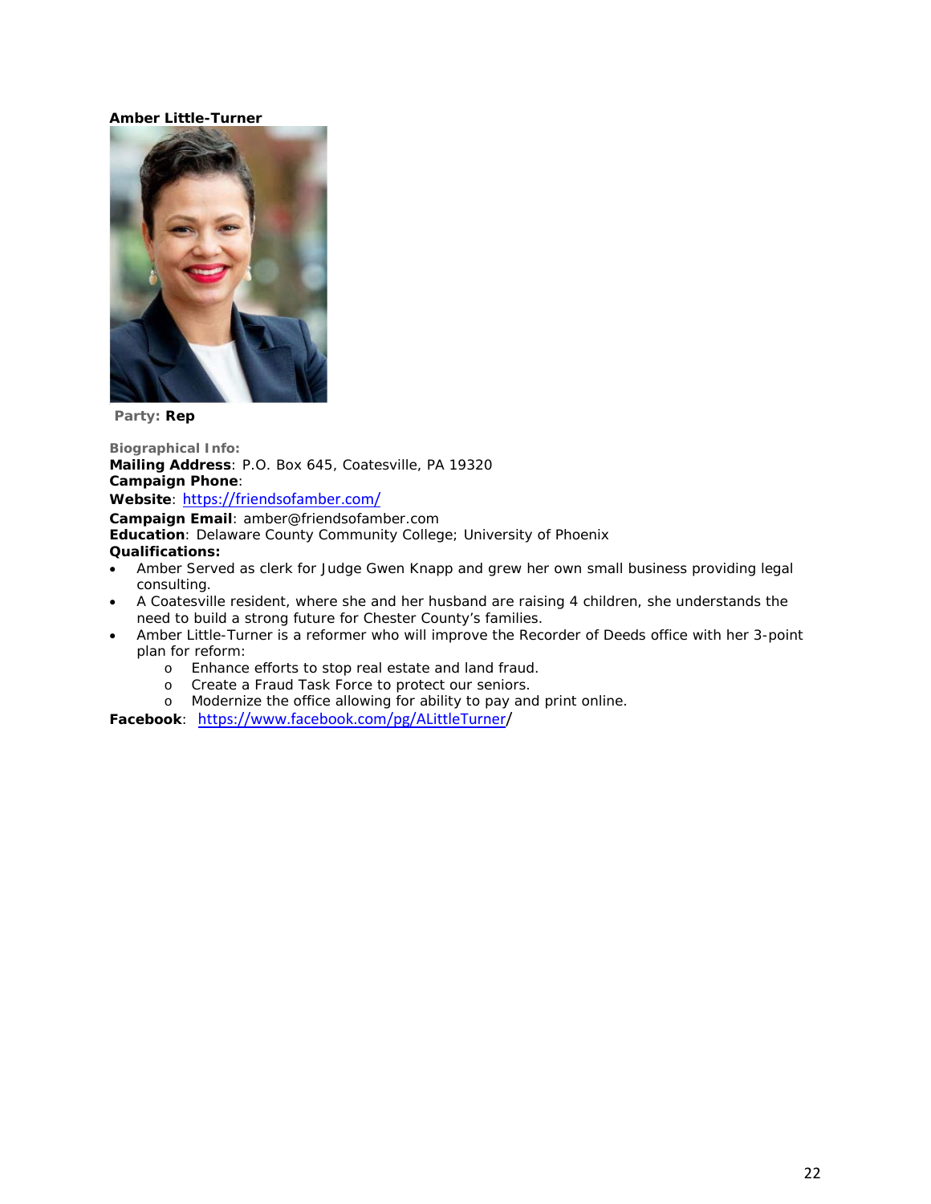**Amber Little-Turner**

**Party: Rep**

**Biographical Info:**
**Mailing Address**: P.O. Box 645, Coatesville, PA 19320
**Campaign Phone**:
**Website**: https://friendsofamber.com/
**Campaign Email**: amber@friendsofamber.com
**Education**: Delaware County Community College; University of Phoenix
**Qualifications:**

- Amber Served as clerk for Judge Gwen Knapp and grew her own small business providing legal consulting.
- A Coatesville resident, where she and her husband are raising 4 children, she understands the need to build a strong future for Chester County's families.
- Amber Little-Turner is a reformer who will improve the Recorder of Deeds office with her 3-point plan for reform:
    - Enhance efforts to stop real estate and land fraud.
    - Create a Fraud Task Force to protect our seniors.
    - Modernize the office allowing for ability to pay and print online.

**Facebook**: https://www.facebook.com/pg/ALittleTurner/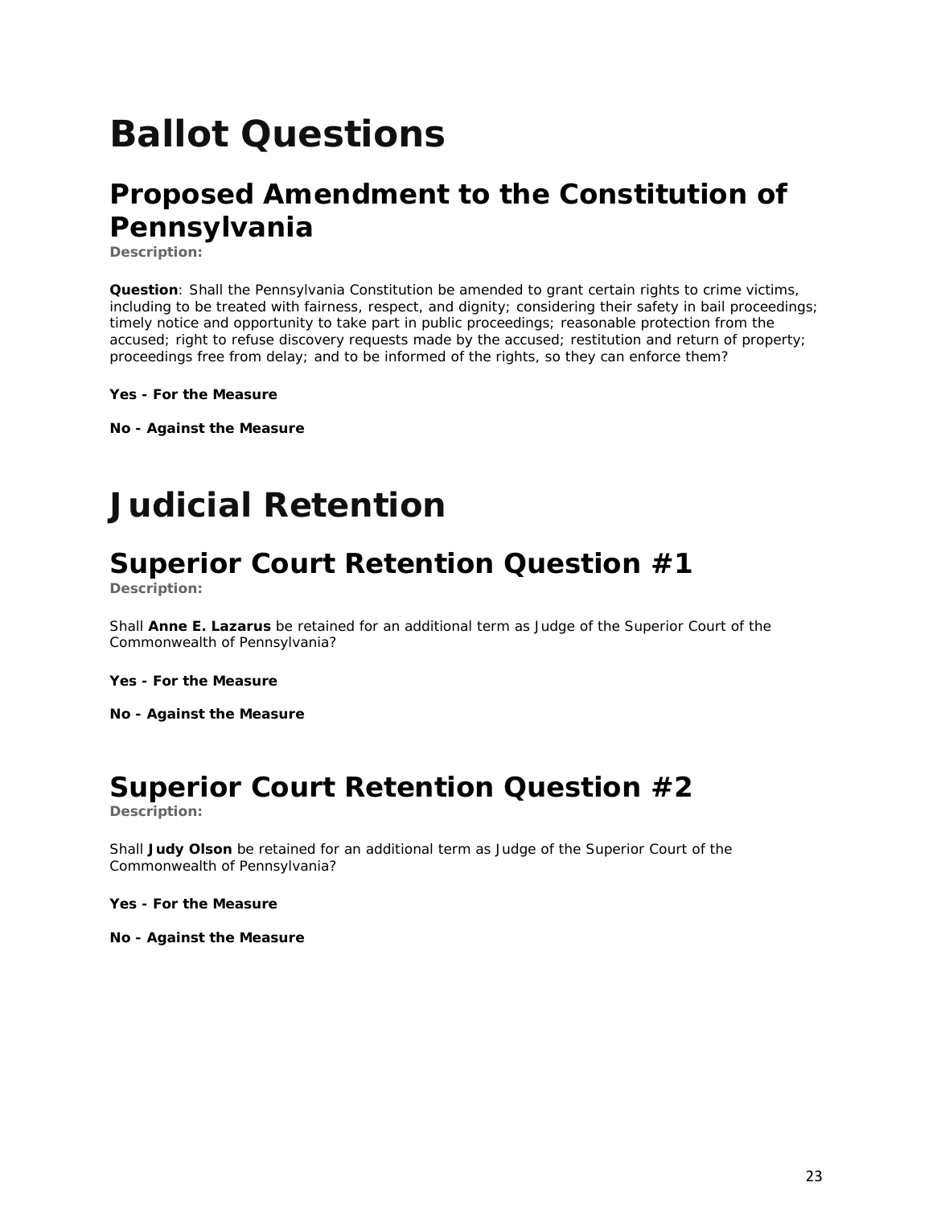# Ballot Questions

## Proposed Amendment to the Constitution of Pennsylvania

**Description:**

**Question**: Shall the Pennsylvania Constitution be amended to grant certain rights to crime victims, including to be treated with fairness, respect, and dignity; considering their safety in bail proceedings; timely notice and opportunity to take part in public proceedings; reasonable protection from the accused; right to refuse discovery requests made by the accused; restitution and return of property; proceedings free from delay; and to be informed of the rights, so they can enforce them?

**Yes - For the Measure**

**No - Against the Measure**

# Judicial Retention

## Superior Court Retention Question #1

**Description:**

Shall **Anne E. Lazarus** be retained for an additional term as Judge of the Superior Court of the Commonwealth of Pennsylvania?

**Yes - For the Measure**

**No - Against the Measure**

## Superior Court Retention Question #2

**Description:**

Shall **Judy Olson** be retained for an additional term as Judge of the Superior Court of the Commonwealth of Pennsylvania?

**Yes - For the Measure**

**No - Against the Measure**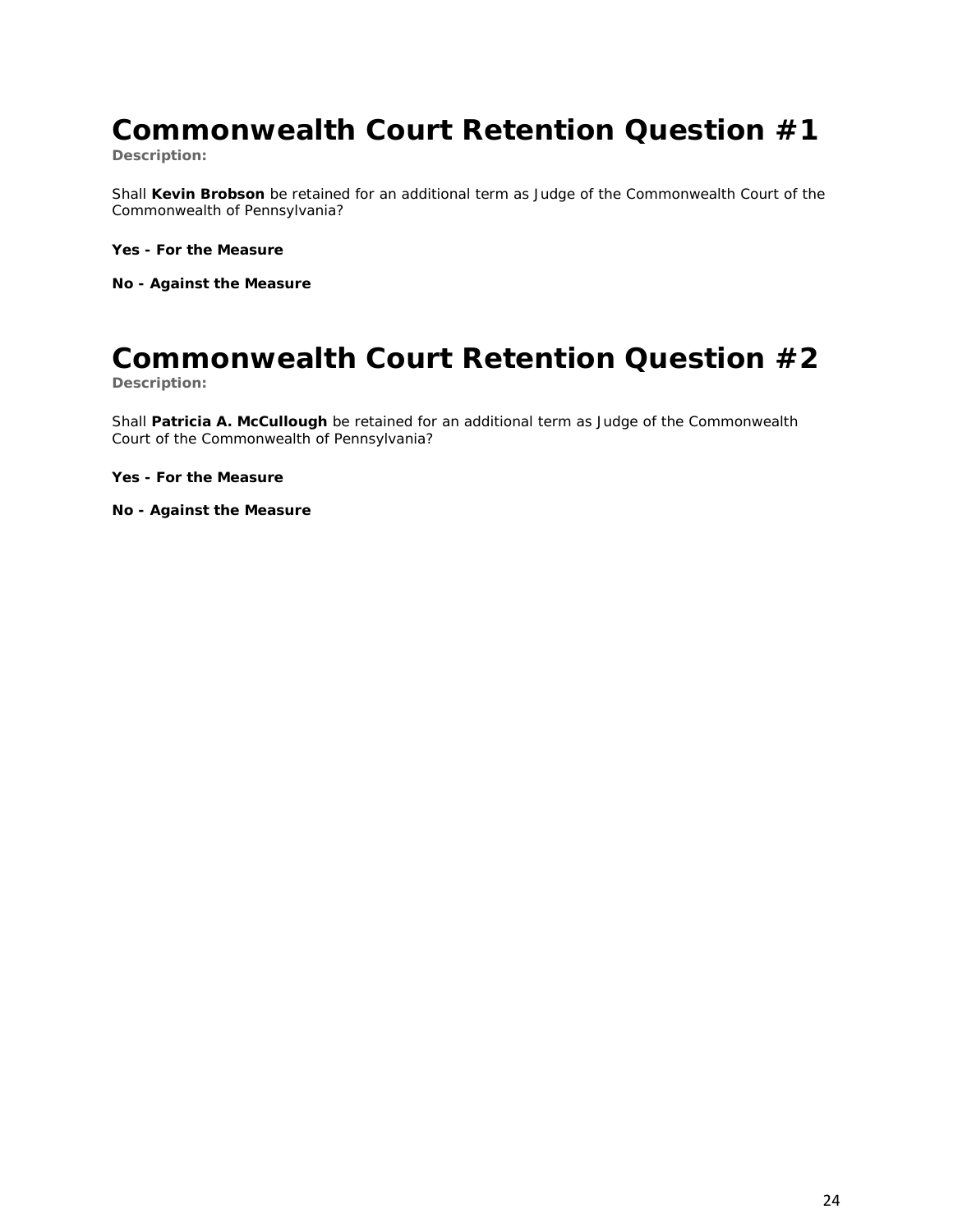# Commonwealth Court Retention Question #1

**Description:**

Shall **Kevin Brobson** be retained for an additional term as Judge of the Commonwealth Court of the Commonwealth of Pennsylvania?

**Yes - For the Measure**

**No - Against the Measure**

# Commonwealth Court Retention Question #2

**Description:**

Shall **Patricia A. McCullough** be retained for an additional term as Judge of the Commonwealth Court of the Commonwealth of Pennsylvania?

**Yes - For the Measure**

**No - Against the Measure**